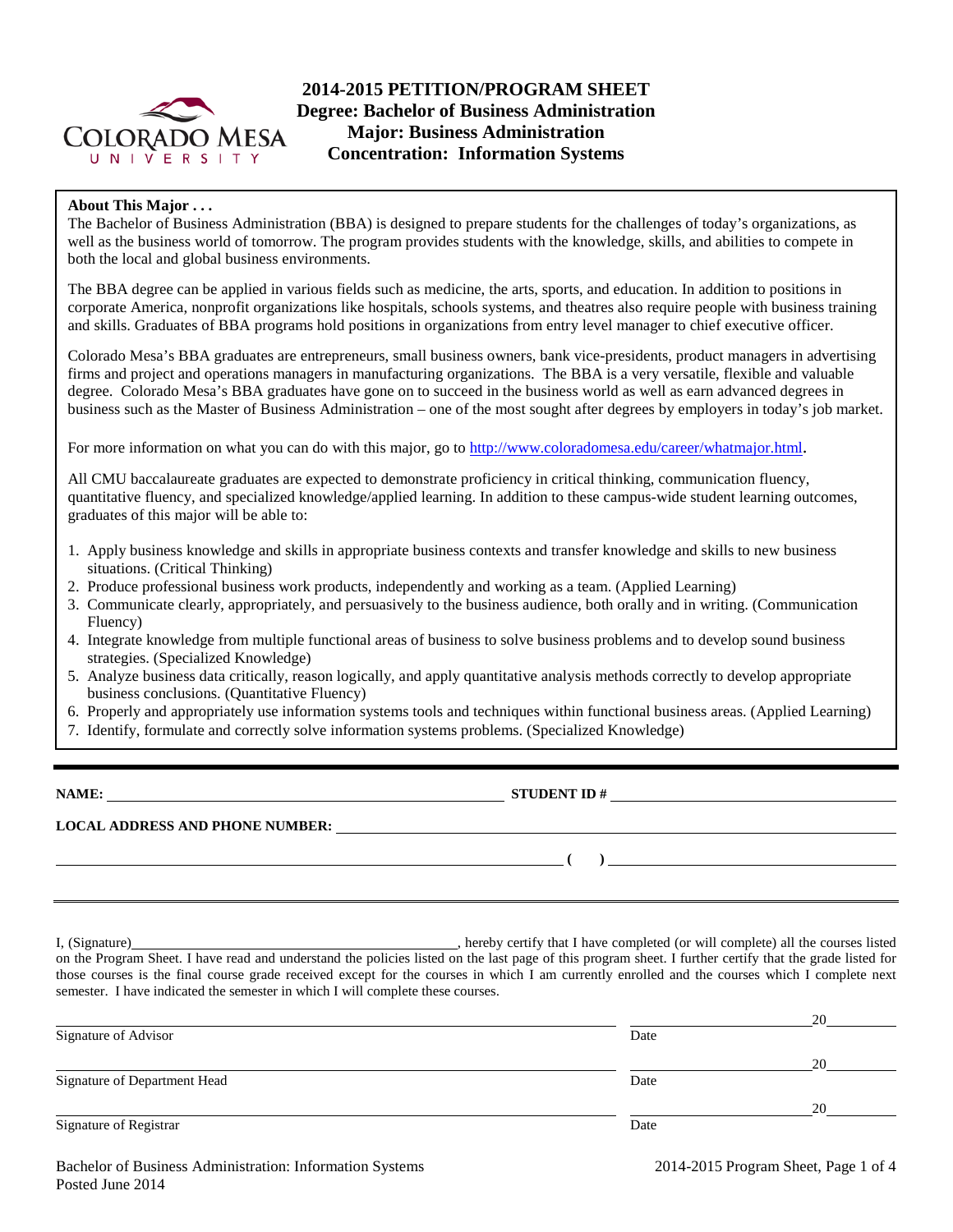# 2014-2015 PETITION/PROGRAM SHEET
## Degree: Bachelor of Business Administration
## Major: Business Administration
## Concentration: Information Systems

**About This Major . . .**

The Bachelor of Business Administration (BBA) is designed to prepare students for the challenges of today's organizations, as well as the business world of tomorrow. The program provides students with the knowledge, skills, and abilities to compete in both the local and global business environments.

The BBA degree can be applied in various fields such as medicine, the arts, sports, and education. In addition to positions in corporate America, nonprofit organizations like hospitals, schools systems, and theatres also require people with business training and skills. Graduates of BBA programs hold positions in organizations from entry level manager to chief executive officer.

Colorado Mesa's BBA graduates are entrepreneurs, small business owners, bank vice-presidents, product managers in advertising firms and project and operations managers in manufacturing organizations. The BBA is a very versatile, flexible and valuable degree. Colorado Mesa's BBA graduates have gone on to succeed in the business world as well as earn advanced degrees in business such as the Master of Business Administration – one of the most sought after degrees by employers in today's job market.

For more information on what you can do with this major, go to http://www.coloradomesa.edu/career/whatmajor.html.

All CMU baccalaureate graduates are expected to demonstrate proficiency in critical thinking, communication fluency, quantitative fluency, and specialized knowledge/applied learning. In addition to these campus-wide student learning outcomes, graduates of this major will be able to:

1. Apply business knowledge and skills in appropriate business contexts and transfer knowledge and skills to new business situations. (Critical Thinking)
2. Produce professional business work products, independently and working as a team. (Applied Learning)
3. Communicate clearly, appropriately, and persuasively to the business audience, both orally and in writing. (Communication Fluency)
4. Integrate knowledge from multiple functional areas of business to solve business problems and to develop sound business strategies. (Specialized Knowledge)
5. Analyze business data critically, reason logically, and apply quantitative analysis methods correctly to develop appropriate business conclusions. (Quantitative Fluency)
6. Properly and appropriately use information systems tools and techniques within functional business areas. (Applied Learning)
7. Identify, formulate and correctly solve information systems problems. (Specialized Knowledge)

---

**NAME:** ____________________ **STUDENT ID #** ____________________

**LOCAL ADDRESS AND PHONE NUMBER:** ____________________

____________________ **( )** ____________________

---

I, (Signature)____________________, hereby certify that I have completed (or will complete) all the courses listed on the Program Sheet. I have read and understand the policies listed on the last page of this program sheet. I further certify that the grade listed for those courses is the final course grade received except for the courses in which I am currently enrolled and the courses which I complete next semester. I have indicated the semester in which I will complete these courses.

____________________ Signature of Advisor ____________________ Date 20____

____________________ Signature of Department Head ____________________ Date 20____

____________________ Signature of Registrar ____________________ Date 20____

Bachelor of Business Administration: Information Systems
Posted June 2014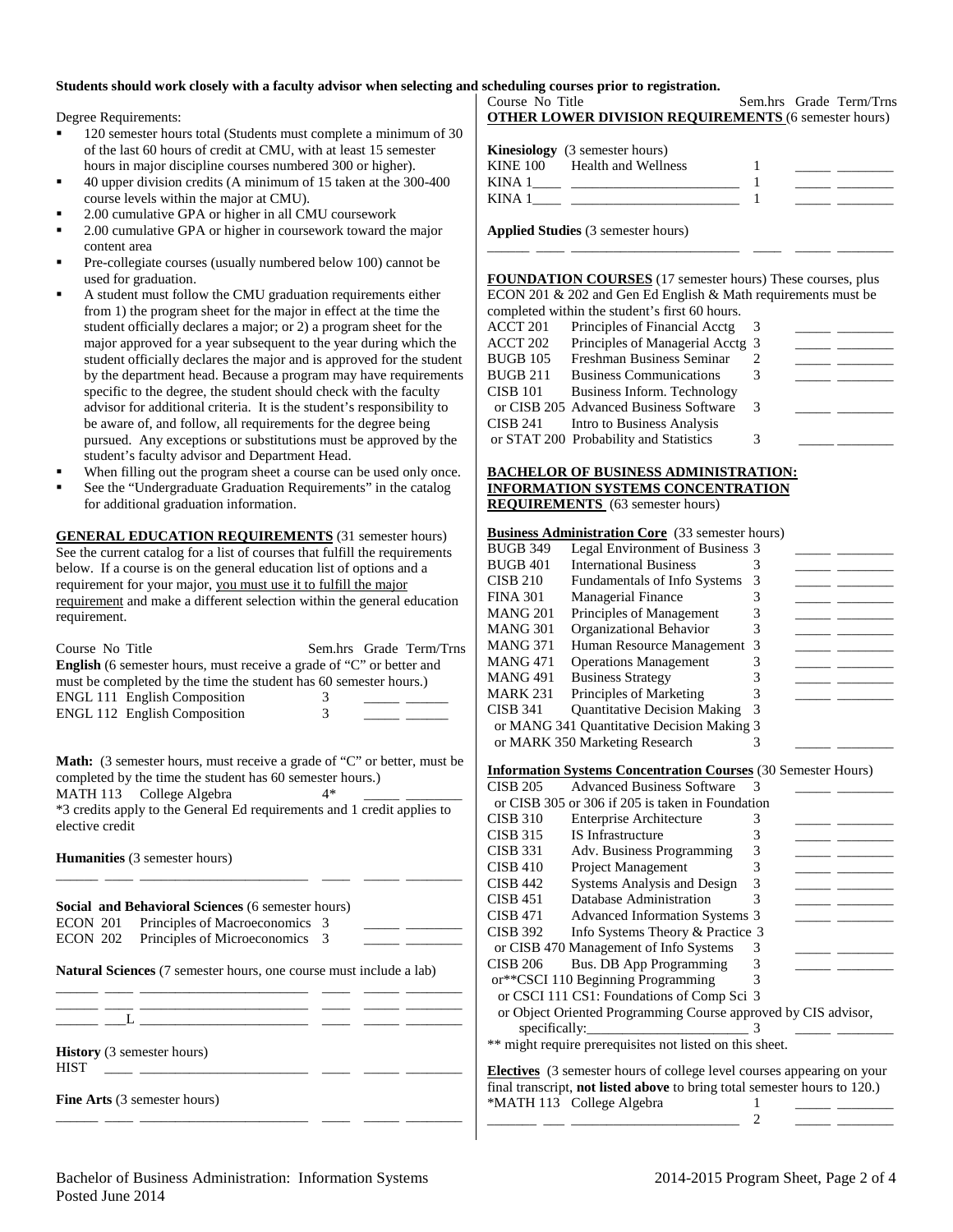**Students should work closely with a faculty advisor when selecting and scheduling courses prior to registration.**

Degree Requirements:

- 120 semester hours total (Students must complete a minimum of 30 of the last 60 hours of credit at CMU, with at least 15 semester hours in major discipline courses numbered 300 or higher).
- 40 upper division credits (A minimum of 15 taken at the 300-400 course levels within the major at CMU).
- 2.00 cumulative GPA or higher in all CMU coursework
- 2.00 cumulative GPA or higher in coursework toward the major content area
- Pre-collegiate courses (usually numbered below 100) cannot be used for graduation.
- A student must follow the CMU graduation requirements either from 1) the program sheet for the major in effect at the time the student officially declares a major; or 2) a program sheet for the major approved for a year subsequent to the year during which the student officially declares the major and is approved for the student by the department head. Because a program may have requirements specific to the degree, the student should check with the faculty advisor for additional criteria. It is the student's responsibility to be aware of, and follow, all requirements for the degree being pursued. Any exceptions or substitutions must be approved by the student's faculty advisor and Department Head.
- When filling out the program sheet a course can be used only once.
- See the "Undergraduate Graduation Requirements" in the catalog for additional graduation information.

**GENERAL EDUCATION REQUIREMENTS** (31 semester hours) See the current catalog for a list of courses that fulfill the requirements below. If a course is on the general education list of options and a requirement for your major, you must use it to fulfill the major requirement and make a different selection within the general education requirement.

| Course No | Title | Sem.hrs | Grade | Term/Trns |
|---|---|---|---|---|
| **English** (6 semester hours, must receive a grade of "C" or better and must be completed by the time the student has 60 semester hours.) | | | | |
| ENGL 111 | English Composition | 3 | _____ | ______ |
| ENGL 112 | English Composition | 3 | _____ | ______ |
| **Math:** (3 semester hours, must receive a grade of "C" or better, must be completed by the time the student has 60 semester hours.) | | | | |
| MATH 113 | College Algebra | 4* | _____ | ________ |
| *3 credits apply to the General Ed requirements and 1 credit applies to elective credit | | | | |
| **Humanities** (3 semester hours) | | | | |
| ______ ____ | ________________________ | ____ | _____ | ________ |
| **Social and Behavioral Sciences** (6 semester hours) | | | | |
| ECON 201 | Principles of Macroeconomics | 3 | _____ | ________ |
| ECON 202 | Principles of Microeconomics | 3 | _____ | ________ |
| **Natural Sciences** (7 semester hours, one course must include a lab) | | | | |
| ______ ____ | ________________________ | ____ | _____ | ________ |
| ______ ____ | ________________________ | ____ | _____ | ________ |
| ______ ___L | ________________________ | ____ | _____ | ________ |
| **History** (3 semester hours) | | | | |
| HIST ____ | ________________________ | ____ | _____ | ________ |
| **Fine Arts** (3 semester hours) | | | | |
| ______ ____ | ________________________ | ____ | _____ | ________ |

| Course No | Title | Sem.hrs | Grade | Term/Trns |
|---|---|---|---|---|
| **OTHER LOWER DIVISION REQUIREMENTS** (6 semester hours) | | | | |
| **Kinesiology** (3 semester hours) | | | | |
| KINE 100 | Health and Wellness | 1 | _____ | ________ |
| KINA 1____ | ________________________ | 1 | _____ | ________ |
| KINA 1____ | ________________________ | 1 | _____ | ________ |
| **Applied Studies** (3 semester hours) | | | | |
| ______ ____ | ________________________ | ____ | _____ | ________ |

**FOUNDATION COURSES** (17 semester hours) These courses, plus ECON 201 & 202 and Gen Ed English & Math requirements must be completed within the student's first 60 hours.

| Course No | Title | Sem.hrs | Grade | Term/Trns |
|---|---|---|---|---|
| ACCT 201 | Principles of Financial Acctg | 3 | _____ | ________ |
| ACCT 202 | Principles of Managerial Acctg | 3 | _____ | ________ |
| BUGB 105 | Freshman Business Seminar | 2 | _____ | ________ |
| BUGB 211 | Business Communications | 3 | _____ | ________ |
| CISB 101 or CISB 205 | Business Inform. Technology or Advanced Business Software | 3 | _____ | ________ |
| CISB 241 or STAT 200 | Intro to Business Analysis or Probability and Statistics | 3 | _____ | ________ |

**BACHELOR OF BUSINESS ADMINISTRATION: INFORMATION SYSTEMS CONCENTRATION REQUIREMENTS** (63 semester hours)

**Business Administration Core** (33 semester hours)

| Course No | Title | Sem.hrs | Grade | Term/Trns |
|---|---|---|---|---|
| BUGB 349 | Legal Environment of Business | 3 | _____ | ________ |
| BUGB 401 | International Business | 3 | _____ | ________ |
| CISB 210 | Fundamentals of Info Systems | 3 | _____ | ________ |
| FINA 301 | Managerial Finance | 3 | _____ | ________ |
| MANG 201 | Principles of Management | 3 | _____ | ________ |
| MANG 301 | Organizational Behavior | 3 | _____ | ________ |
| MANG 371 | Human Resource Management | 3 | _____ | ________ |
| MANG 471 | Operations Management | 3 | _____ | ________ |
| MANG 491 | Business Strategy | 3 | _____ | ________ |
| MARK 231 | Principles of Marketing | 3 | _____ | ________ |
| CISB 341 or MANG 341 or MARK 350 | Quantitative Decision Making or Quantitative Decision Making or Marketing Research | 3 | _____ | ________ |

**Information Systems Concentration Courses** (30 Semester Hours)

| Course No | Title | Sem.hrs | Grade | Term/Trns |
|---|---|---|---|---|
| CISB 205 | Advanced Business Software or CISB 305 or 306 if 205 is taken in Foundation | 3 | _____ | ________ |
| CISB 310 | Enterprise Architecture | 3 | _____ | ________ |
| CISB 315 | IS Infrastructure | 3 | _____ | ________ |
| CISB 331 | Adv. Business Programming | 3 | _____ | ________ |
| CISB 410 | Project Management | 3 | _____ | ________ |
| CISB 442 | Systems Analysis and Design | 3 | _____ | ________ |
| CISB 451 | Database Administration | 3 | _____ | ________ |
| CISB 471 | Advanced Information Systems | 3 | _____ | ________ |
| CISB 392 or CISB 470 | Info Systems Theory & Practice or Management of Info Systems | 3 | _____ | ________ |
| CISB 206 or**CSCI 110 or CSCI 111 | Bus. DB App Programming or Beginning Programming or CS1: Foundations of Comp Sci or Object Oriented Programming Course approved by CIS advisor, specifically:_______________________ | 3 | _____ | ________ |

** might require prerequisites not listed on this sheet.

**Electives** (3 semester hours of college level courses appearing on your final transcript, **not listed above** to bring total semester hours to 120.)

| Course No | Title | Sem.hrs | Grade | Term/Trns |
|---|---|---|---|---|
| *MATH 113 | College Algebra | 1 | _____ | ________ |
| _______ ___ | ________________________ | 2 | _____ | ________ |

Bachelor of Business Administration: Information Systems
Posted June 2014

2014-2015 Program Sheet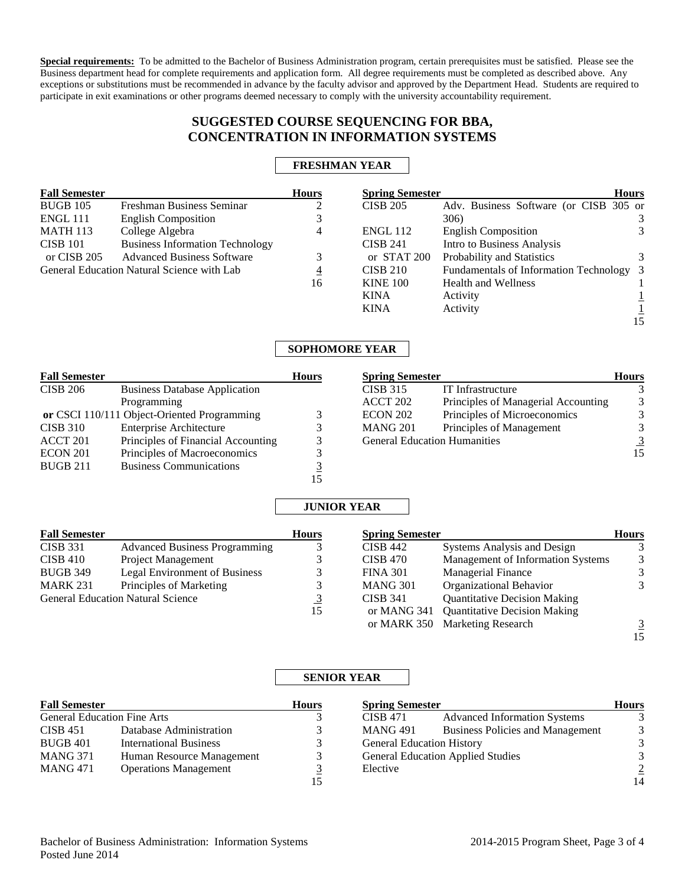**Special requirements:** To be admitted to the Bachelor of Business Administration program, certain prerequisites must be satisfied. Please see the Business department head for complete requirements and application form. All degree requirements must be completed as described above. Any exceptions or substitutions must be recommended in advance by the faculty advisor and approved by the Department Head. Students are required to participate in exit examinations or other programs deemed necessary to comply with the university accountability requirement.

## SUGGESTED COURSE SEQUENCING FOR BBA, CONCENTRATION IN INFORMATION SYSTEMS

### FRESHMAN YEAR

| Fall Semester | | Hours |
|---|---|---|
| BUGB 105 | Freshman Business Seminar | 2 |
| ENGL 111 | English Composition | 3 |
| MATH 113 | College Algebra | 4 |
| CISB 101 or CISB 205 | Business Information Technology or Advanced Business Software | 3 |
| General Education Natural Science with Lab | | 4 |
| | | 16 |

| Spring Semester | | Hours |
|---|---|---|
| CISB 205 | Adv. Business Software (or CISB 305 or 306) | 3 |
| ENGL 112 | English Composition | 3 |
| CISB 241 or STAT 200 | Intro to Business Analysis or Probability and Statistics | 3 |
| CISB 210 | Fundamentals of Information Technology | 3 |
| KINE 100 | Health and Wellness | 1 |
| KINA | Activity | 1 |
| KINA | Activity | 1 |
| | | 15 |

### SOPHOMORE YEAR

| Fall Semester | | Hours |
|---|---|---|
| CISB 206 | Business Database Application Programming | |
| **or** CSCI 110/111 Object-Oriented Programming | | 3 |
| CISB 310 | Enterprise Architecture | 3 |
| ACCT 201 | Principles of Financial Accounting | 3 |
| ECON 201 | Principles of Macroeconomics | 3 |
| BUGB 211 | Business Communications | 3 |
| | | 15 |

| Spring Semester | | Hours |
|---|---|---|
| CISB 315 | IT Infrastructure | 3 |
| ACCT 202 | Principles of Managerial Accounting | 3 |
| ECON 202 | Principles of Microeconomics | 3 |
| MANG 201 | Principles of Management | 3 |
| General Education Humanities | | 3 |
| | | 15 |

### JUNIOR YEAR

| Fall Semester | | Hours |
|---|---|---|
| CISB 331 | Advanced Business Programming | 3 |
| CISB 410 | Project Management | 3 |
| BUGB 349 | Legal Environment of Business | 3 |
| MARK 231 | Principles of Marketing | 3 |
| General Education Natural Science | | 3 |
| | | 15 |

| Spring Semester | | Hours |
|---|---|---|
| CISB 442 | Systems Analysis and Design | 3 |
| CISB 470 | Management of Information Systems | 3 |
| FINA 301 | Managerial Finance | 3 |
| MANG 301 | Organizational Behavior | 3 |
| CISB 341 | Quantitative Decision Making | |
| or MANG 341 | Quantitative Decision Making | |
| or MARK 350 | Marketing Research | 3 |
| | | 15 |

### SENIOR YEAR

| Fall Semester | | Hours |
|---|---|---|
| General Education Fine Arts | | 3 |
| CISB 451 | Database Administration | 3 |
| BUGB 401 | International Business | 3 |
| MANG 371 | Human Resource Management | 3 |
| MANG 471 | Operations Management | 3 |
| | | 15 |

| Spring Semester | | Hours |
|---|---|---|
| CISB 471 | Advanced Information Systems | 3 |
| MANG 491 | Business Policies and Management | 3 |
| General Education History | | 3 |
| General Education Applied Studies | | 3 |
| Elective | | 2 |
| | | 14 |

Bachelor of Business Administration: Information Systems
Posted June 2014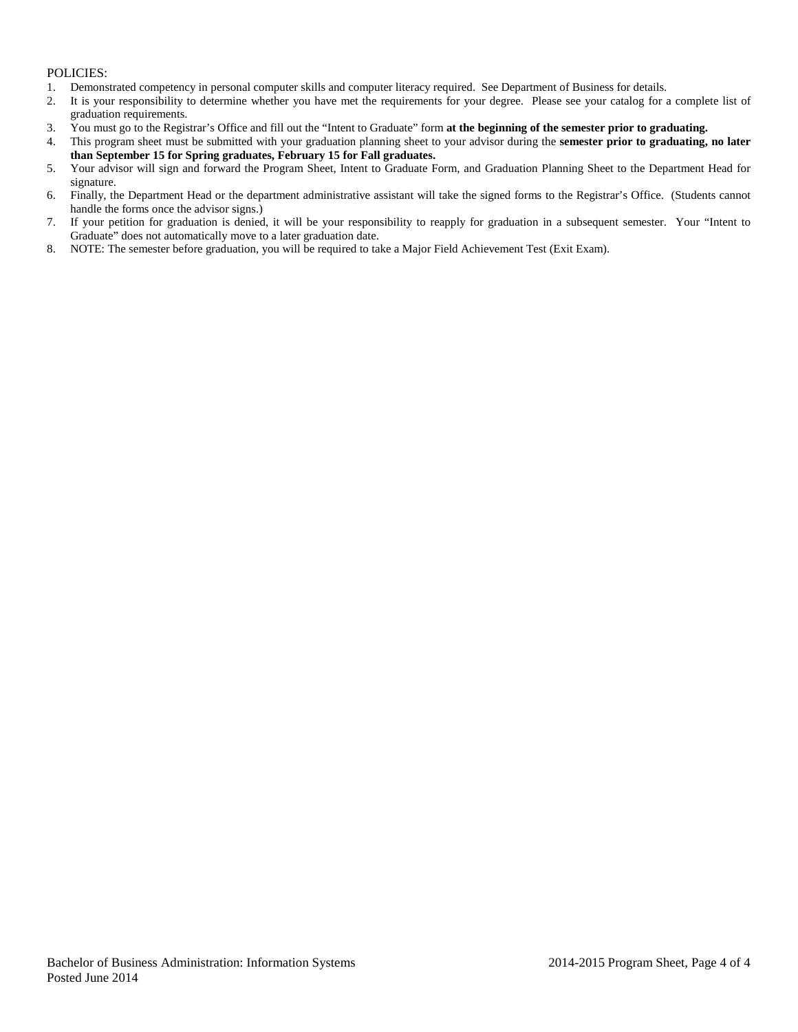POLICIES:

1. Demonstrated competency in personal computer skills and computer literacy required. See Department of Business for details.
2. It is your responsibility to determine whether you have met the requirements for your degree. Please see your catalog for a complete list of graduation requirements.
3. You must go to the Registrar's Office and fill out the "Intent to Graduate" form **at the beginning of the semester prior to graduating.**
4. This program sheet must be submitted with your graduation planning sheet to your advisor during the **semester prior to graduating, no later than September 15 for Spring graduates, February 15 for Fall graduates.**
5. Your advisor will sign and forward the Program Sheet, Intent to Graduate Form, and Graduation Planning Sheet to the Department Head for signature.
6. Finally, the Department Head or the department administrative assistant will take the signed forms to the Registrar's Office. (Students cannot handle the forms once the advisor signs.)
7. If your petition for graduation is denied, it will be your responsibility to reapply for graduation in a subsequent semester. Your "Intent to Graduate" does not automatically move to a later graduation date.
8. NOTE: The semester before graduation, you will be required to take a Major Field Achievement Test (Exit Exam).